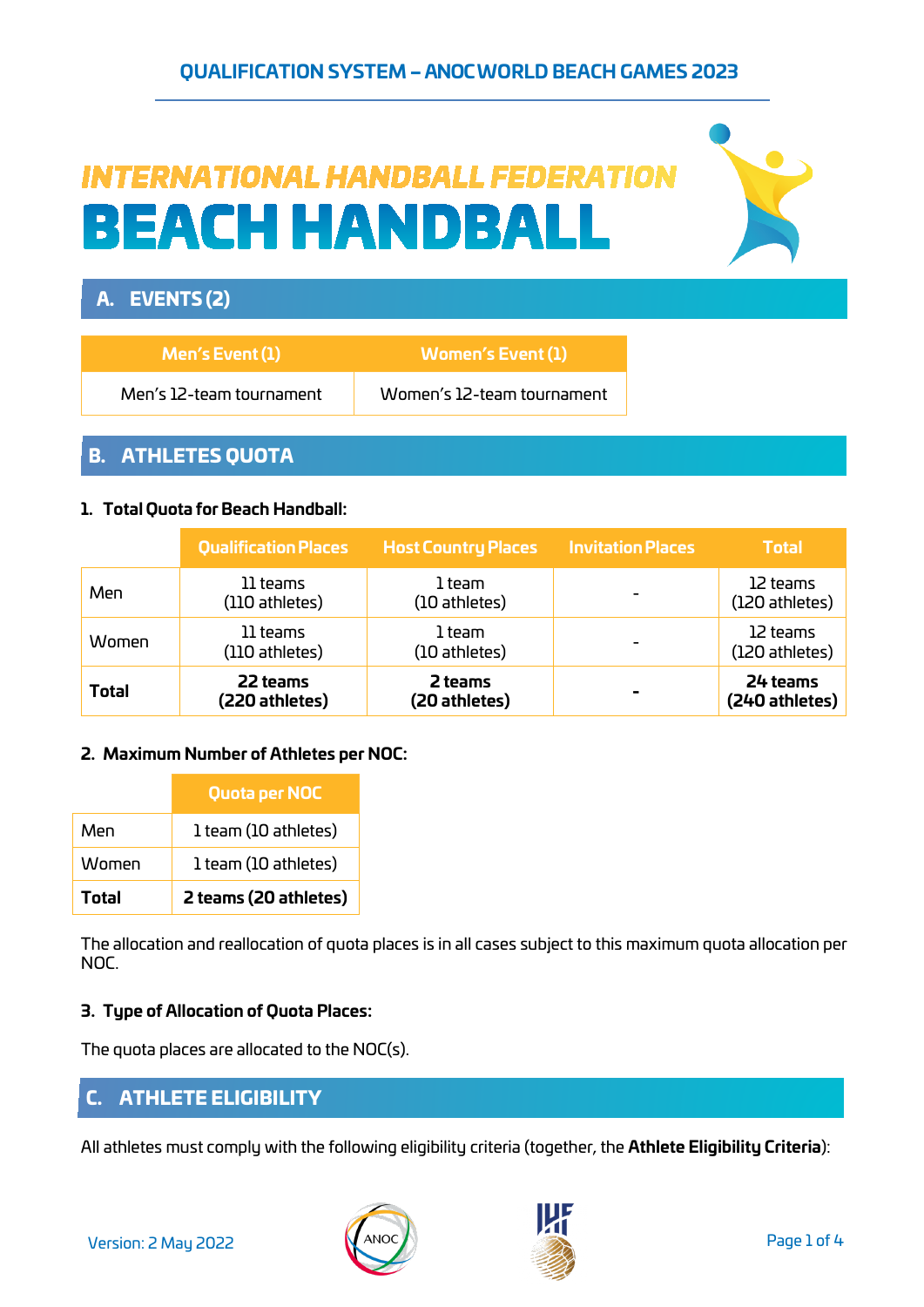# QUALIFICATION SYSTEM – ANOC WORLD BEACH GAMES 2023

# INTERNATIONAL HANDBALL FEDERATION
# BEACH HANDBALL

## A. EVENTS (2)

| Men's Event (1) | Women's Event (1) |
| --- | --- |
| Men's 12-team tournament | Women's 12-team tournament |

## B. ATHLETES QUOTA

### 1. Total Quota for Beach Handball:

| | Qualification Places | Host Country Places | Invitation Places | Total |
| --- | --- | --- | --- | --- |
| Men | 11 teams (110 athletes) | 1 team (10 athletes) | - | 12 teams (120 athletes) |
| Women | 11 teams (110 athletes) | 1 team (10 athletes) | - | 12 teams (120 athletes) |
| **Total** | **22 teams (220 athletes)** | **2 teams (20 athletes)** | **-** | **24 teams (240 athletes)** |

### 2. Maximum Number of Athletes per NOC:

| | Quota per NOC |
| --- | --- |
| Men | 1 team (10 athletes) |
| Women | 1 team (10 athletes) |
| **Total** | **2 teams (20 athletes)** |

The allocation and reallocation of quota places is in all cases subject to this maximum quota allocation per NOC.

### 3. Type of Allocation of Quota Places:

The quota places are allocated to the NOC(s).

## C. ATHLETE ELIGIBILITY

All athletes must comply with the following eligibility criteria (together, the **Athlete Eligibility Criteria**):

Version: 2 May 2022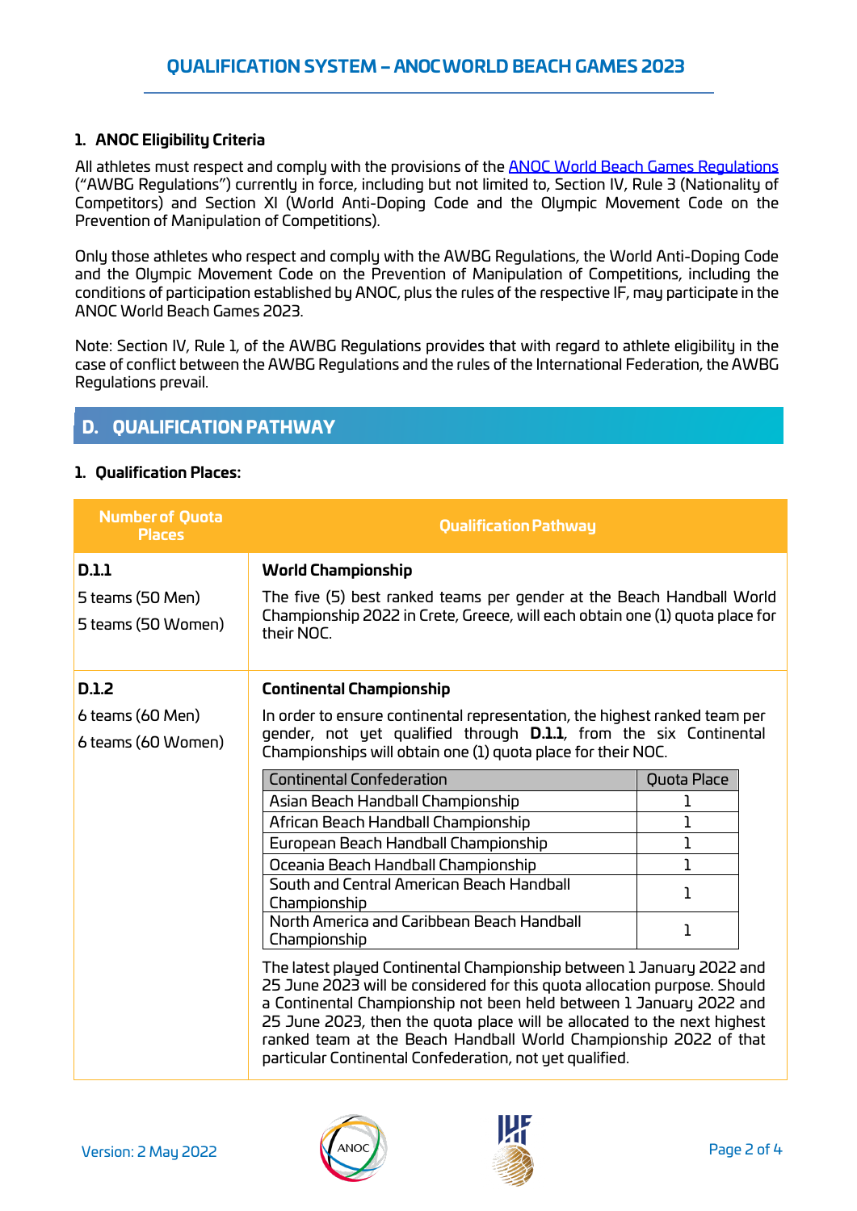### 1. ANOC Eligibility Criteria

All athletes must respect and comply with the provisions of the [ANOC World Beach Games Regulations](#) ("AWBG Regulations") currently in force, including but not limited to, Section IV, Rule 3 (Nationality of Competitors) and Section XI (World Anti-Doping Code and the Olympic Movement Code on the Prevention of Manipulation of Competitions).

Only those athletes who respect and comply with the AWBG Regulations, the World Anti-Doping Code and the Olympic Movement Code on the Prevention of Manipulation of Competitions, including the conditions of participation established by ANOC, plus the rules of the respective IF, may participate in the ANOC World Beach Games 2023.

Note: Section IV, Rule 1, of the AWBG Regulations provides that with regard to athlete eligibility in the case of conflict between the AWBG Regulations and the rules of the International Federation, the AWBG Regulations prevail.

## D. QUALIFICATION PATHWAY

### 1. Qualification Places:

| Number of Quota Places | Qualification Pathway |
|---|---|
| **D.1.1**<br>5 teams (50 Men)<br>5 teams (50 Women) | **World Championship**<br>The five (5) best ranked teams per gender at the Beach Handball World Championship 2022 in Crete, Greece, will each obtain one (1) quota place for their NOC. |
| **D.1.2**<br>6 teams (60 Men)<br>6 teams (60 Women) | **Continental Championship**<br>In order to ensure continental representation, the highest ranked team per gender, not yet qualified through **D.1.1**, from the six Continental Championships will obtain one (1) quota place for their NOC. |

| Continental Confederation | Quota Place |
|---|---|
| Asian Beach Handball Championship | 1 |
| African Beach Handball Championship | 1 |
| European Beach Handball Championship | 1 |
| Oceania Beach Handball Championship | 1 |
| South and Central American Beach Handball Championship | 1 |
| North America and Caribbean Beach Handball Championship | 1 |

The latest played Continental Championship between 1 January 2022 and 25 June 2023 will be considered for this quota allocation purpose. Should a Continental Championship not been held between 1 January 2022 and 25 June 2023, then the quota place will be allocated to the next highest ranked team at the Beach Handball World Championship 2022 of that particular Continental Confederation, not yet qualified.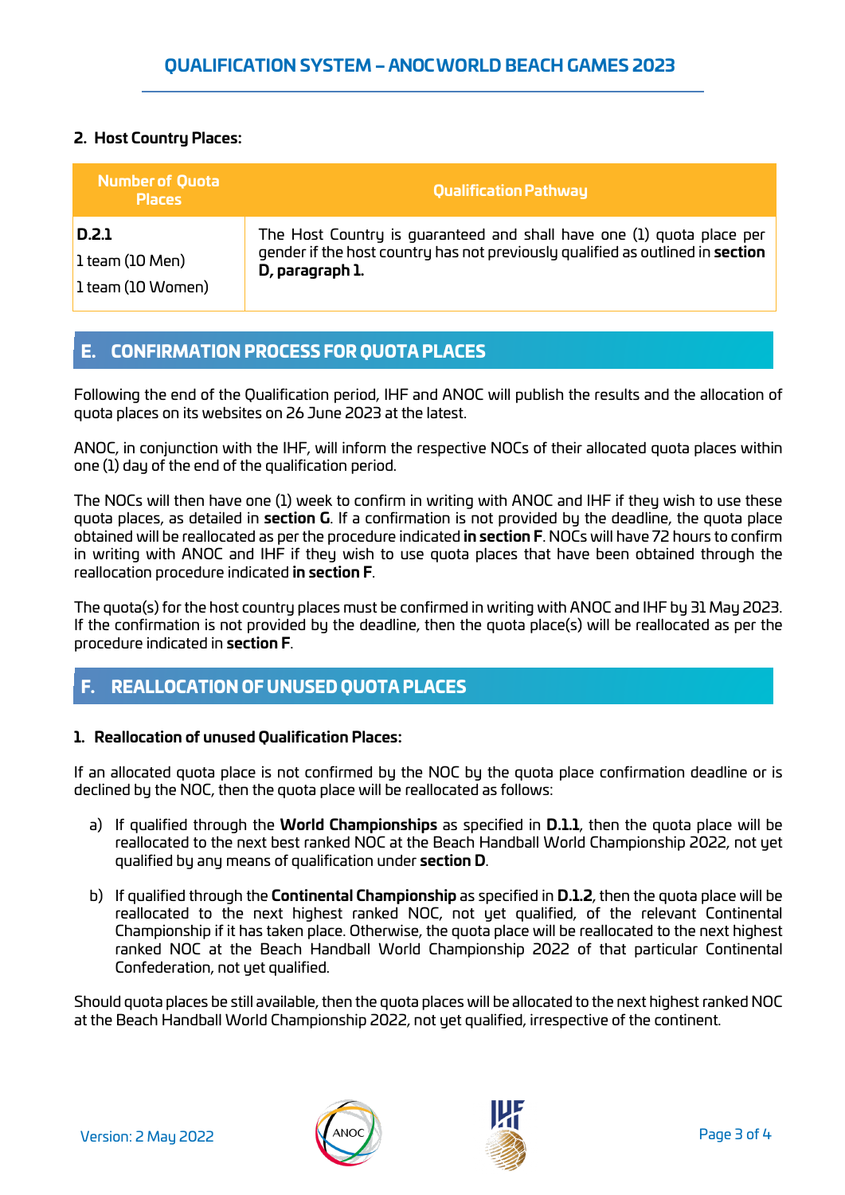### 2. Host Country Places:

| Number of Quota Places | Qualification Pathway |
|---|---|
| **D.2.1**<br>1 team (10 Men)<br>1 team (10 Women) | The Host Country is guaranteed and shall have one (1) quota place per gender if the host country has not previously qualified as outlined in **section D, paragraph 1.** |

## E. CONFIRMATION PROCESS FOR QUOTA PLACES

Following the end of the Qualification period, IHF and ANOC will publish the results and the allocation of quota places on its websites on 26 June 2023 at the latest.

ANOC, in conjunction with the IHF, will inform the respective NOCs of their allocated quota places within one (1) day of the end of the qualification period.

The NOCs will then have one (1) week to confirm in writing with ANOC and IHF if they wish to use these quota places, as detailed in **section G**. If a confirmation is not provided by the deadline, the quota place obtained will be reallocated as per the procedure indicated **in section F**. NOCs will have 72 hours to confirm in writing with ANOC and IHF if they wish to use quota places that have been obtained through the reallocation procedure indicated **in section F**.

The quota(s) for the host country places must be confirmed in writing with ANOC and IHF by 31 May 2023. If the confirmation is not provided by the deadline, then the quota place(s) will be reallocated as per the procedure indicated in **section F**.

## F. REALLOCATION OF UNUSED QUOTA PLACES

### 1. Reallocation of unused Qualification Places:

If an allocated quota place is not confirmed by the NOC by the quota place confirmation deadline or is declined by the NOC, then the quota place will be reallocated as follows:

a) If qualified through the **World Championships** as specified in **D.1.1**, then the quota place will be reallocated to the next best ranked NOC at the Beach Handball World Championship 2022, not yet qualified by any means of qualification under **section D**.

b) If qualified through the **Continental Championship** as specified in **D.1.2**, then the quota place will be reallocated to the next highest ranked NOC, not yet qualified, of the relevant Continental Championship if it has taken place. Otherwise, the quota place will be reallocated to the next highest ranked NOC at the Beach Handball World Championship 2022 of that particular Continental Confederation, not yet qualified.

Should quota places be still available, then the quota places will be allocated to the next highest ranked NOC at the Beach Handball World Championship 2022, not yet qualified, irrespective of the continent.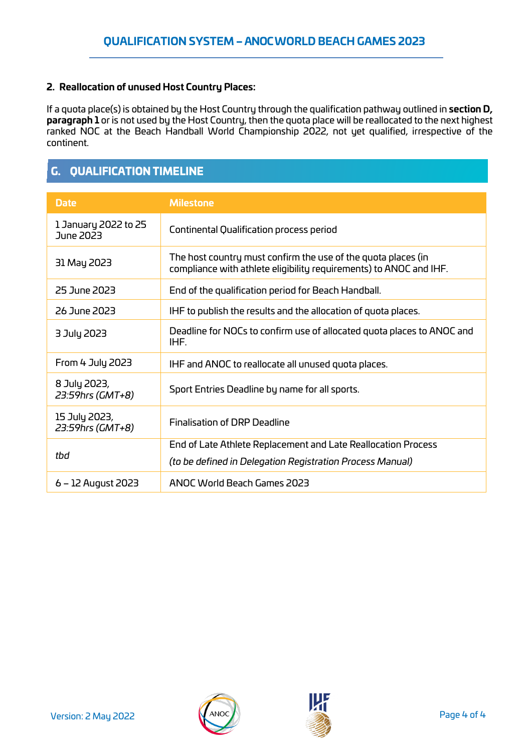**2. Reallocation of unused Host Country Places:**

If a quota place(s) is obtained by the Host Country through the qualification pathway outlined in **section D, paragraph 1** or is not used by the Host Country, then the quota place will be reallocated to the next highest ranked NOC at the Beach Handball World Championship 2022, not yet qualified, irrespective of the continent.

## G. QUALIFICATION TIMELINE

| Date | Milestone |
| --- | --- |
| 1 January 2022 to 25 June 2023 | Continental Qualification process period |
| 31 May 2023 | The host country must confirm the use of the quota places (in compliance with athlete eligibility requirements) to ANOC and IHF. |
| 25 June 2023 | End of the qualification period for Beach Handball. |
| 26 June 2023 | IHF to publish the results and the allocation of quota places. |
| 3 July 2023 | Deadline for NOCs to confirm use of allocated quota places to ANOC and IHF. |
| From 4 July 2023 | IHF and ANOC to reallocate all unused quota places. |
| 8 July 2023, *23:59hrs (GMT+8)* | Sport Entries Deadline by name for all sports. |
| 15 July 2023, *23:59hrs (GMT+8)* | Finalisation of DRP Deadline |
| *tbd* | End of Late Athlete Replacement and Late Reallocation Process *(to be defined in Delegation Registration Process Manual)* |
| 6 – 12 August 2023 | ANOC World Beach Games 2023 |

Version: 2 May 2022